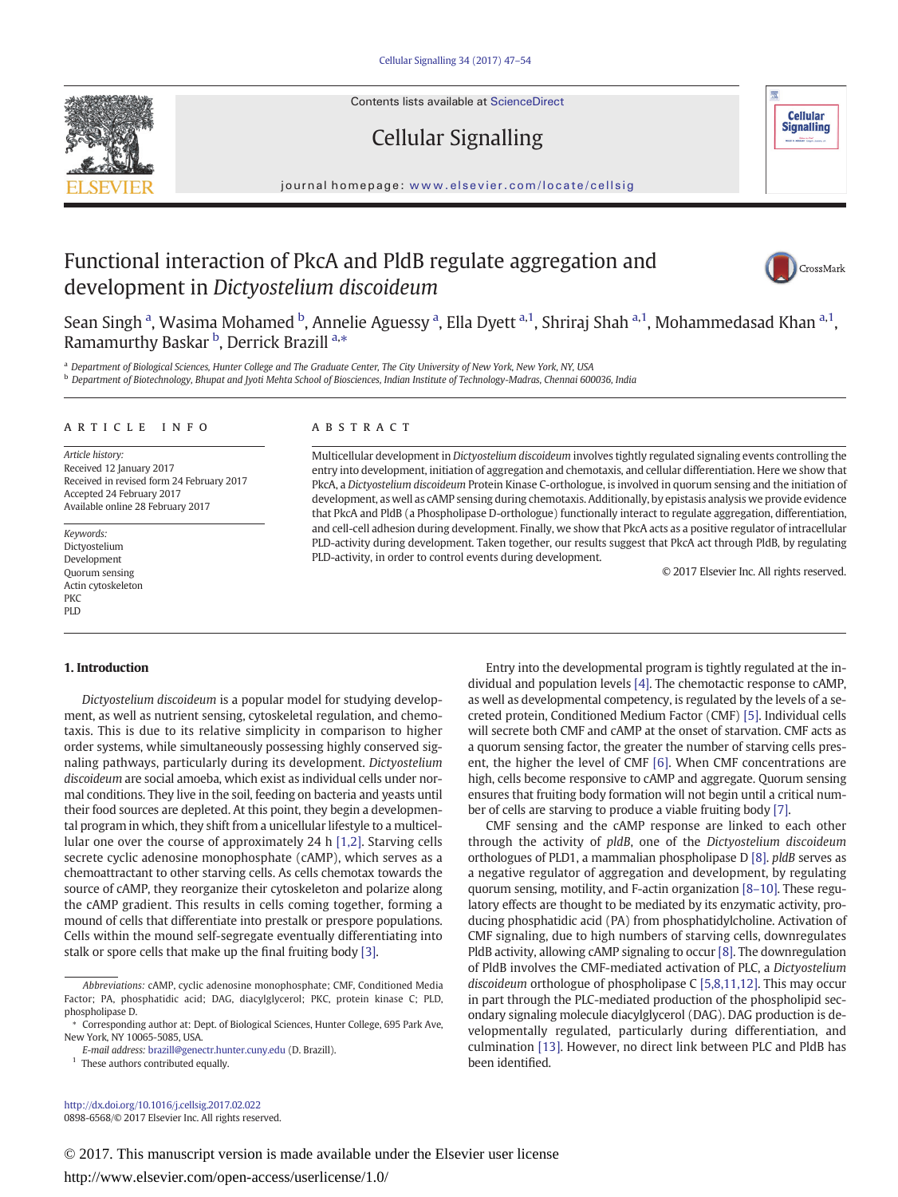# Functional interaction of PkcA and PldB regulate aggregation and development in *Dictyostelium discoideum*

Sean Singh [a], Wasima Mohamed [b], Annelie Aguessy [a], Ella Dyett [a,1], Shriraj Shah [a,1], Mohammedasad Khan [a,1], Ramamurthy Baskar [b], Derrick Brazill [a,*]

[a] Department of Biological Sciences, Hunter College and The Graduate Center, The City University of New York, New York, NY, USA
[b] Department of Biotechnology, Bhupat and Jyoti Mehta School of Biosciences, Indian Institute of Technology-Madras, Chennai 600036, India

## ARTICLE INFO

*Article history:*
Received 12 January 2017
Received in revised form 24 February 2017
Accepted 24 February 2017
Available online 28 February 2017

*Keywords:*
Dictyostelium
Development
Quorum sensing
Actin cytoskeleton
PKC
PLD

## ABSTRACT

Multicellular development in *Dictyostelium discoideum* involves tightly regulated signaling events controlling the entry into development, initiation of aggregation and chemotaxis, and cellular differentiation. Here we show that PkcA, a *Dictyostelium discoideum* Protein Kinase C-orthologue, is involved in quorum sensing and the initiation of development, as well as cAMP sensing during chemotaxis. Additionally, by epistasis analysis we provide evidence that PkcA and PldB (a Phospholipase D-orthologue) functionally interact to regulate aggregation, differentiation, and cell-cell adhesion during development. Finally, we show that PkcA acts as a positive regulator of intracellular PLD-activity during development. Taken together, our results suggest that PkcA act through PldB, by regulating PLD-activity, in order to control events during development.

© 2017 Elsevier Inc. All rights reserved.

## 1. Introduction

*Dictyostelium discoideum* is a popular model for studying development, as well as nutrient sensing, cytoskeletal regulation, and chemotaxis. This is due to its relative simplicity in comparison to higher order systems, while simultaneously possessing highly conserved signaling pathways, particularly during its development. *Dictyostelium discoideum* are social amoeba, which exist as individual cells under normal conditions. They live in the soil, feeding on bacteria and yeasts until their food sources are depleted. At this point, they begin a developmental program in which, they shift from a unicellular lifestyle to a multicellular one over the course of approximately 24 h [1,2]. Starving cells secrete cyclic adenosine monophosphate (cAMP), which serves as a chemoattractant to other starving cells. As cells chemotax towards the source of cAMP, they reorganize their cytoskeleton and polarize along the cAMP gradient. This results in cells coming together, forming a mound of cells that differentiate into prestalk or prespore populations. Cells within the mound self-segregate eventually differentiating into stalk or spore cells that make up the final fruiting body [3].

Entry into the developmental program is tightly regulated at the individual and population levels [4]. The chemotactic response to cAMP, as well as developmental competency, is regulated by the levels of a secreted protein, Conditioned Medium Factor (CMF) [5]. Individual cells will secrete both CMF and cAMP at the onset of starvation. CMF acts as a quorum sensing factor, the greater the number of starving cells present, the higher the level of CMF [6]. When CMF concentrations are high, cells become responsive to cAMP and aggregate. Quorum sensing ensures that fruiting body formation will not begin until a critical number of cells are starving to produce a viable fruiting body [7].

CMF sensing and the cAMP response are linked to each other through the activity of *pldB*, one of the *Dictyostelium discoideum* orthologues of PLD1, a mammalian phospholipase D [8]. *pldB* serves as a negative regulator of aggregation and development, by regulating quorum sensing, motility, and F-actin organization [8–10]. These regulatory effects are thought to be mediated by its enzymatic activity, producing phosphatidic acid (PA) from phosphatidylcholine. Activation of CMF signaling, due to high numbers of starving cells, downregulates PldB activity, allowing cAMP signaling to occur [8]. The downregulation of PldB involves the CMF-mediated activation of PLC, a *Dictyostelium discoideum* orthologue of phospholipase C [5,8,11,12]. This may occur in part through the PLC-mediated production of the phospholipid secondary signaling molecule diacylglycerol (DAG). DAG production is developmentally regulated, particularly during differentiation, and culmination [13]. However, no direct link between PLC and PldB has been identified.

---

*Abbreviations:* cAMP, cyclic adenosine monophosphate; CMF, Conditioned Media Factor; PA, phosphatidic acid; DAG, diacylglycerol; PKC, protein kinase C; PLD, phospholipase D.

\* Corresponding author at: Dept. of Biological Sciences, Hunter College, 695 Park Ave, New York, NY 10065-5085, USA.

*E-mail address:* brazill@genectr.hunter.cuny.edu (D. Brazill).

[1] These authors contributed equally.

http://dx.doi.org/10.1016/j.cellsig.2017.02.022
0898-6568/© 2017 Elsevier Inc. All rights reserved.

© 2017. This manuscript version is made available under the Elsevier user license
http://www.elsevier.com/open-access/userlicense/1.0/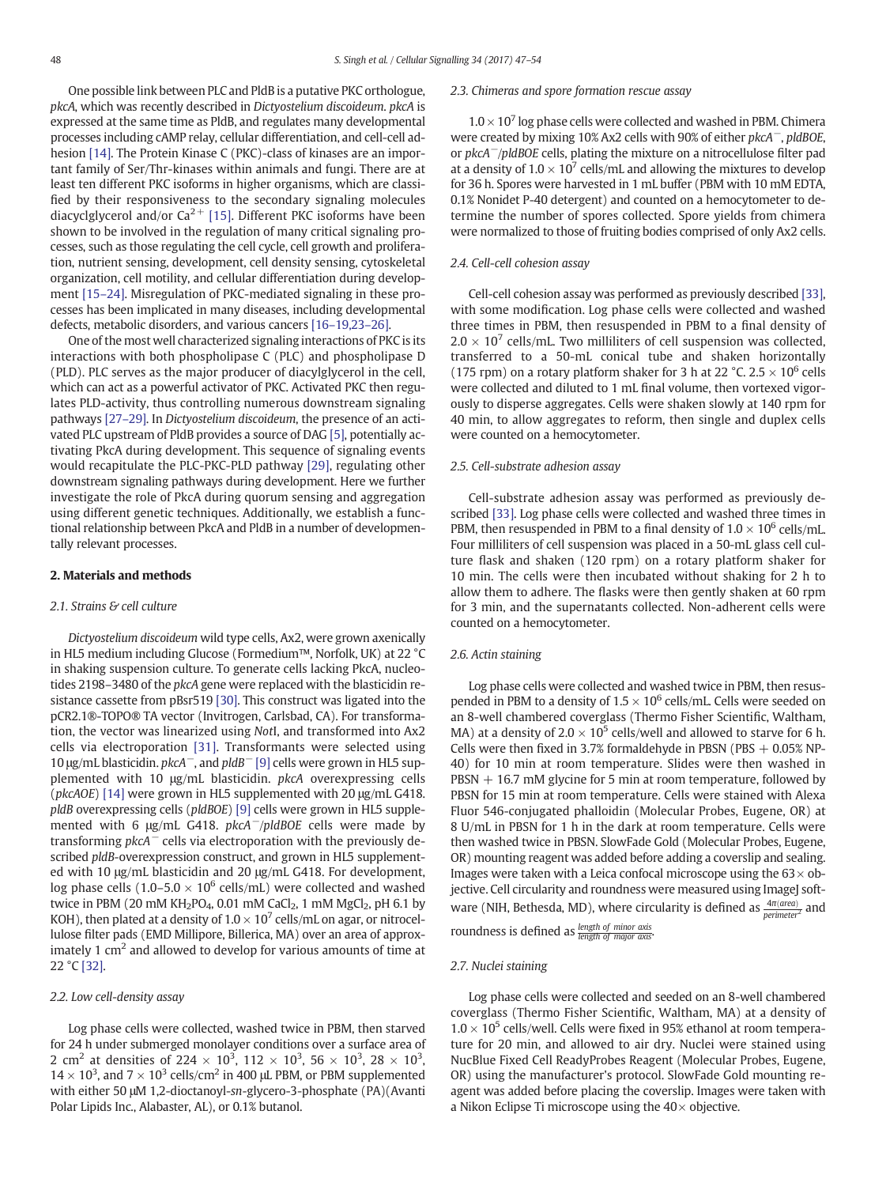One possible link between PLC and PldB is a putative PKC orthologue, *pkcA*, which was recently described in *Dictyostelium discoideum*. *pkcA* is expressed at the same time as PldB, and regulates many developmental processes including cAMP relay, cellular differentiation, and cell-cell adhesion [14]. The Protein Kinase C (PKC)-class of kinases are an important family of Ser/Thr-kinases within animals and fungi. There are at least ten different PKC isoforms in higher organisms, which are classified by their responsiveness to the secondary signaling molecules diacyclglycerol and/or $Ca^{2+}$ [15]. Different PKC isoforms have been shown to be involved in the regulation of many critical signaling processes, such as those regulating the cell cycle, cell growth and proliferation, nutrient sensing, development, cell density sensing, cytoskeletal organization, cell motility, and cellular differentiation during development [15–24]. Misregulation of PKC-mediated signaling in these processes has been implicated in many diseases, including developmental defects, metabolic disorders, and various cancers [16–19,23–26].

One of the most well characterized signaling interactions of PKC is its interactions with both phospholipase C (PLC) and phospholipase D (PLD). PLC serves as the major producer of diacylglycerol in the cell, which can act as a powerful activator of PKC. Activated PKC then regulates PLD-activity, thus controlling numerous downstream signaling pathways [27–29]. In *Dictyostelium discoideum*, the presence of an activated PLC upstream of PldB provides a source of DAG [5], potentially activating PkcA during development. This sequence of signaling events would recapitulate the PLC-PKC-PLD pathway [29], regulating other downstream signaling pathways during development. Here we further investigate the role of PkcA during quorum sensing and aggregation using different genetic techniques. Additionally, we establish a functional relationship between PkcA and PldB in a number of developmentally relevant processes.

## 2. Materials and methods

### 2.1. Strains & cell culture

*Dictyostelium discoideum* wild type cells, Ax2, were grown axenically in HL5 medium including Glucose (Formedium™, Norfolk, UK) at 22 °C in shaking suspension culture. To generate cells lacking PkcA, nucleotides 2198–3480 of the *pkcA* gene were replaced with the blasticidin resistance cassette from pBsr519 [30]. This construct was ligated into the pCR2.1®-TOPO® TA vector (Invitrogen, Carlsbad, CA). For transformation, the vector was linearized using *Not*I, and transformed into Ax2 cells via electroporation [31]. Transformants were selected using 10 μg/mL blasticidin. *pkcA*$^-$, and *pldB*$^-$ [9] cells were grown in HL5 supplemented with 10 μg/mL blasticidin. *pkcA* overexpressing cells (*pkcAOE*) [14] were grown in HL5 supplemented with 20 μg/mL G418. *pldB* overexpressing cells (*pldBOE*) [9] cells were grown in HL5 supplemented with 6 μg/mL G418. *pkcA*$^-$/*pldBOE* cells were made by transforming *pkcA*$^-$ cells via electroporation with the previously described *pldB*-overexpression construct, and grown in HL5 supplemented with 10 μg/mL blasticidin and 20 μg/mL G418. For development, log phase cells ($1.0–5.0 \times 10^6$ cells/mL) were collected and washed twice in PBM (20 mM $KH_2PO_4$, 0.01 mM $CaCl_2$, 1 mM $MgCl_2$, pH 6.1 by KOH), then plated at a density of $1.0 \times 10^7$ cells/mL on agar, or nitrocellulose filter pads (EMD Millipore, Billerica, MA) over an area of approximately 1 $cm^2$ and allowed to develop for various amounts of time at 22 °C [32].

### 2.2. Low cell-density assay

Log phase cells were collected, washed twice in PBM, then starved for 24 h under submerged monolayer conditions over a surface area of 2 $cm^2$ at densities of $224 \times 10^3$, $112 \times 10^3$, $56 \times 10^3$, $28 \times 10^3$, $14 \times 10^3$, and $7 \times 10^3$ cells/$cm^2$ in 400 μL PBM, or PBM supplemented with either 50 μM 1,2-dioctanoyl-*sn*-glycero-3-phosphate (PA)(Avanti Polar Lipids Inc., Alabaster, AL), or 0.1% butanol.

### 2.3. Chimeras and spore formation rescue assay

$1.0 \times 10^7$ log phase cells were collected and washed in PBM. Chimera were created by mixing 10% Ax2 cells with 90% of either *pkcA*$^-$, *pldBOE*, or *pkcA*$^-$/*pldBOE* cells, plating the mixture on a nitrocellulose filter pad at a density of $1.0 \times 10^7$ cells/mL and allowing the mixtures to develop for 36 h. Spores were harvested in 1 mL buffer (PBM with 10 mM EDTA, 0.1% Nonidet P-40 detergent) and counted on a hemocytometer to determine the number of spores collected. Spore yields from chimera were normalized to those of fruiting bodies comprised of only Ax2 cells.

### 2.4. Cell-cell cohesion assay

Cell-cell cohesion assay was performed as previously described [33], with some modification. Log phase cells were collected and washed three times in PBM, then resuspended in PBM to a final density of $2.0 \times 10^7$ cells/mL. Two milliliters of cell suspension was collected, transferred to a 50-mL conical tube and shaken horizontally (175 rpm) on a rotary platform shaker for 3 h at 22 °C. $2.5 \times 10^6$ cells were collected and diluted to 1 mL final volume, then vortexed vigorously to disperse aggregates. Cells were shaken slowly at 140 rpm for 40 min, to allow aggregates to reform, then single and duplex cells were counted on a hemocytometer.

### 2.5. Cell-substrate adhesion assay

Cell-substrate adhesion assay was performed as previously described [33]. Log phase cells were collected and washed three times in PBM, then resuspended in PBM to a final density of $1.0 \times 10^6$ cells/mL. Four milliliters of cell suspension was placed in a 50-mL glass cell culture flask and shaken (120 rpm) on a rotary platform shaker for 10 min. The cells were then incubated without shaking for 2 h to allow them to adhere. The flasks were then gently shaken at 60 rpm for 3 min, and the supernatants collected. Non-adherent cells were counted on a hemocytometer.

### 2.6. Actin staining

Log phase cells were collected and washed twice in PBM, then resuspended in PBM to a density of $1.5 \times 10^6$ cells/mL. Cells were seeded on an 8-well chambered coverglass (Thermo Fisher Scientific, Waltham, MA) at a density of $2.0 \times 10^5$ cells/well and allowed to starve for 6 h. Cells were then fixed in 3.7% formaldehyde in PBSN (PBS + 0.05% NP-40) for 10 min at room temperature. Slides were then washed in PBSN + 16.7 mM glycine for 5 min at room temperature, followed by PBSN for 15 min at room temperature. Cells were stained with Alexa Fluor 546-conjugated phalloidin (Molecular Probes, Eugene, OR) at 8 U/mL in PBSN for 1 h in the dark at room temperature. Cells were then washed twice in PBSN. SlowFade Gold (Molecular Probes, Eugene, OR) mounting reagent was added before adding a coverslip and sealing. Images were taken with a Leica confocal microscope using the 63× objective. Cell circularity and roundness were measured using ImageJ software (NIH, Bethesda, MD), where circularity is defined as $\frac{4\pi(area)}{perimeter^2}$ and roundness is defined as $\frac{length\ of\ minor\ axis}{length\ of\ major\ axis}$.

### 2.7. Nuclei staining

Log phase cells were collected and seeded on an 8-well chambered coverglass (Thermo Fisher Scientific, Waltham, MA) at a density of $1.0 \times 10^5$ cells/well. Cells were fixed in 95% ethanol at room temperature for 20 min, and allowed to air dry. Nuclei were stained using NucBlue Fixed Cell ReadyProbes Reagent (Molecular Probes, Eugene, OR) using the manufacturer's protocol. SlowFade Gold mounting reagent was added before placing the coverslip. Images were taken with a Nikon Eclipse Ti microscope using the 40× objective.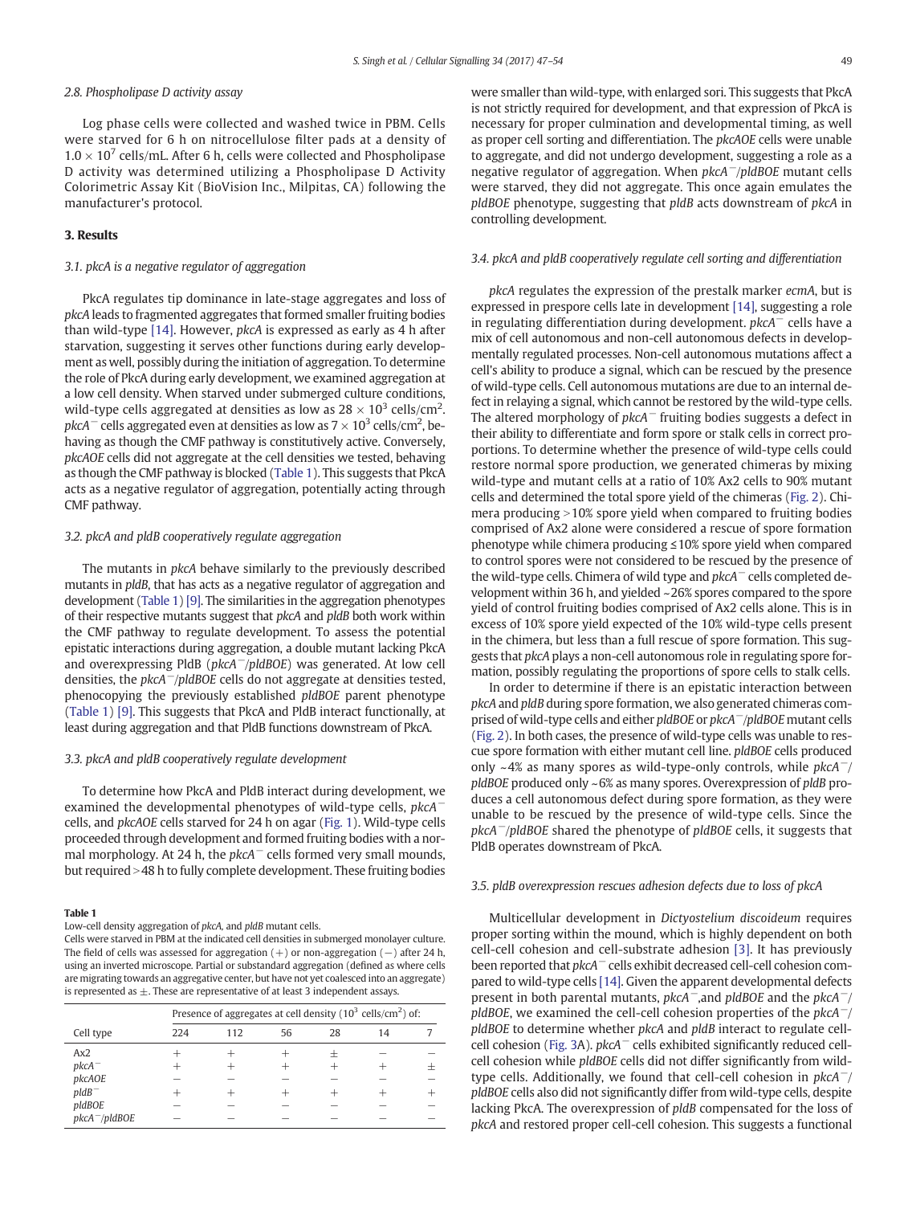### 2.8. Phospholipase D activity assay

Log phase cells were collected and washed twice in PBM. Cells were starved for 6 h on nitrocellulose filter pads at a density of $1.0 \times 10^7$ cells/mL. After 6 h, cells were collected and Phospholipase D activity was determined utilizing a Phospholipase D Activity Colorimetric Assay Kit (BioVision Inc., Milpitas, CA) following the manufacturer's protocol.

## 3. Results

### 3.1. pkcA is a negative regulator of aggregation

PkcA regulates tip dominance in late-stage aggregates and loss of *pkcA* leads to fragmented aggregates that formed smaller fruiting bodies than wild-type [14]. However, *pkcA* is expressed as early as 4 h after starvation, suggesting it serves other functions during early development as well, possibly during the initiation of aggregation. To determine the role of PkcA during early development, we examined aggregation at a low cell density. When starved under submerged culture conditions, wild-type cells aggregated at densities as low as $28 \times 10^3$ cells/cm$^2$. *pkcA*$^-$ cells aggregated even at densities as low as $7 \times 10^3$ cells/cm$^2$, behaving as though the CMF pathway is constitutively active. Conversely, *pkcAOE* cells did not aggregate at the cell densities we tested, behaving as though the CMF pathway is blocked (Table 1). This suggests that PkcA acts as a negative regulator of aggregation, potentially acting through CMF pathway.

### 3.2. pkcA and pldB cooperatively regulate aggregation

The mutants in *pkcA* behave similarly to the previously described mutants in *pldB*, that has acts as a negative regulator of aggregation and development (Table 1) [9]. The similarities in the aggregation phenotypes of their respective mutants suggest that *pkcA* and *pldB* both work within the CMF pathway to regulate development. To assess the potential epistatic interactions during aggregation, a double mutant lacking PkcA and overexpressing PldB (*pkcA*$^-$/*pldBOE*) was generated. At low cell densities, the *pkcA*$^-$/*pldBOE* cells do not aggregate at densities tested, phenocopying the previously established *pldBOE* parent phenotype (Table 1) [9]. This suggests that PkcA and PldB interact functionally, at least during aggregation and that PldB functions downstream of PkcA.

### 3.3. pkcA and pldB cooperatively regulate development

To determine how PkcA and PldB interact during development, we examined the developmental phenotypes of wild-type cells, *pkcA*$^-$ cells, and *pkcAOE* cells starved for 24 h on agar (Fig. 1). Wild-type cells proceeded through development and formed fruiting bodies with a normal morphology. At 24 h, the *pkcA*$^-$ cells formed very small mounds, but required >48 h to fully complete development. These fruiting bodies were smaller than wild-type, with enlarged sori. This suggests that PkcA is not strictly required for development, and that expression of PkcA is necessary for proper culmination and developmental timing, as well as proper cell sorting and differentiation. The *pkcAOE* cells were unable to aggregate, and did not undergo development, suggesting a role as a negative regulator of aggregation. When *pkcA*$^-$/*pldBOE* mutant cells were starved, they did not aggregate. This once again emulates the *pldBOE* phenotype, suggesting that *pldB* acts downstream of *pkcA* in controlling development.

**Table 1**
Low-cell density aggregation of *pkcA*, and *pldB* mutant cells.
Cells were starved in PBM at the indicated cell densities in submerged monolayer culture. The field of cells was assessed for aggregation (+) or non-aggregation (−) after 24 h, using an inverted microscope. Partial or substandard aggregation (defined as where cells are migrating towards an aggregative center, but have not yet coalesced into an aggregate) is represented as ±. These are representative of at least 3 independent assays.

| Cell type | Presence of aggregates at cell density ($10^3$ cells/cm$^2$) of: | | | | | |
|---|---|---|---|---|---|---|
| | 224 | 112 | 56 | 28 | 14 | 7 |
| Ax2 | + | + | + | ± | − | − |
| *pkcA*$^-$ | + | + | + | + | + | ± |
| *pkcAOE* | − | − | − | − | − | − |
| *pldB*$^-$ | + | + | + | + | + | + |
| *pldBOE* | − | − | − | − | − | − |
| *pkcA*$^-$/*pldBOE* | − | − | − | − | − | − |

### 3.4. pkcA and pldB cooperatively regulate cell sorting and differentiation

*pkcA* regulates the expression of the prestalk marker *ecmA*, but is expressed in prespore cells late in development [14], suggesting a role in regulating differentiation during development. *pkcA*$^-$ cells have a mix of cell autonomous and non-cell autonomous defects in developmentally regulated processes. Non-cell autonomous mutations affect a cell's ability to produce a signal, which can be rescued by the presence of wild-type cells. Cell autonomous mutations are due to an internal defect in relaying a signal, which cannot be restored by the wild-type cells. The altered morphology of *pkcA*$^-$ fruiting bodies suggests a defect in their ability to differentiate and form spore or stalk cells in correct proportions. To determine whether the presence of wild-type cells could restore normal spore production, we generated chimeras by mixing wild-type and mutant cells at a ratio of 10% Ax2 cells to 90% mutant cells and determined the total spore yield of the chimeras (Fig. 2). Chimera producing >10% spore yield when compared to fruiting bodies comprised of Ax2 alone were considered a rescue of spore formation phenotype while chimera producing ≤10% spore yield when compared to control spores were not considered to be rescued by the presence of the wild-type cells. Chimera of wild type and *pkcA*$^-$ cells completed development within 36 h, and yielded ~26% spores compared to the spore yield of control fruiting bodies comprised of Ax2 cells alone. This is in excess of 10% spore yield expected of the 10% wild-type cells present in the chimera, but less than a full rescue of spore formation. This suggests that *pkcA* plays a non-cell autonomous role in regulating spore formation, possibly regulating the proportions of spore cells to stalk cells.

In order to determine if there is an epistatic interaction between *pkcA* and *pldB* during spore formation, we also generated chimeras comprised of wild-type cells and either *pldBOE* or *pkcA*$^-$/*pldBOE* mutant cells (Fig. 2). In both cases, the presence of wild-type cells was unable to rescue spore formation with either mutant cell line. *pldBOE* cells produced only ~4% as many spores as wild-type-only controls, while *pkcA*$^-$/*pldBOE* produced only ~6% as many spores. Overexpression of *pldB* produces a cell autonomous defect during spore formation, as they were unable to be rescued by the presence of wild-type cells. Since the *pkcA*$^-$/*pldBOE* shared the phenotype of *pldBOE* cells, it suggests that PldB operates downstream of PkcA.

### 3.5. pldB overexpression rescues adhesion defects due to loss of pkcA

Multicellular development in *Dictyostelium discoideum* requires proper sorting within the mound, which is highly dependent on both cell-cell cohesion and cell-substrate adhesion [3]. It has previously been reported that *pkcA*$^-$ cells exhibit decreased cell-cell cohesion compared to wild-type cells [14]. Given the apparent developmental defects present in both parental mutants, *pkcA*$^-$,and *pldBOE* and the *pkcA*$^-$/*pldBOE*, we examined the cell-cell cohesion properties of the *pkcA*$^-$/*pldBOE* to determine whether *pkcA* and *pldB* interact to regulate cell-cell cohesion (Fig. 3A). *pkcA*$^-$ cells exhibited significantly reduced cell-cell cohesion while *pldBOE* cells did not differ significantly from wild-type cells. Additionally, we found that cell-cell cohesion in *pkcA*$^-$/*pldBOE* cells also did not significantly differ from wild-type cells, despite lacking PkcA. The overexpression of *pldB* compensated for the loss of *pkcA* and restored proper cell-cell cohesion. This suggests a functional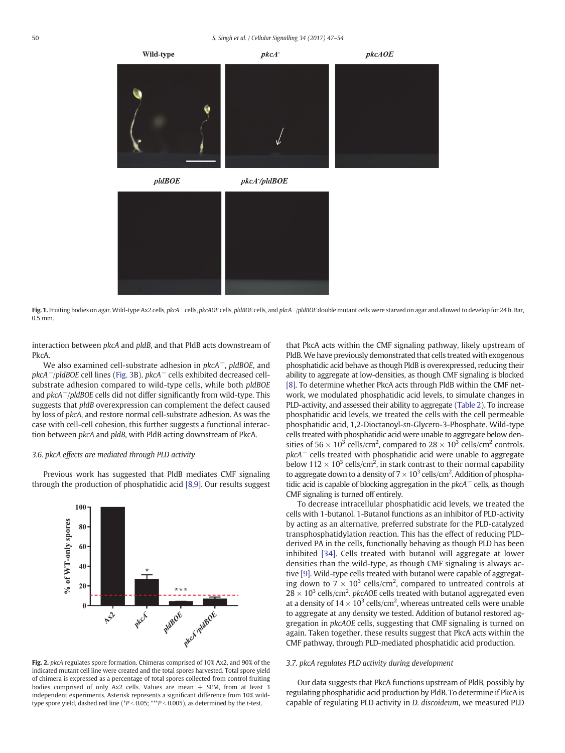Wild-type

pkcA⁻

pkcAOE

pldBOE

pkcA⁻/pldBOE

**Fig. 1.** Fruiting bodies on agar. Wild-type Ax2 cells, *pkcA*⁻ cells, *pkcAOE* cells, *pldBOE* cells, and *pkcA*⁻/*pldBOE* double mutant cells were starved on agar and allowed to develop for 24 h. Bar, 0.5 mm.

interaction between *pkcA* and *pldB*, and that PldB acts downstream of PkcA.

We also examined cell-substrate adhesion in *pkcA*⁻, *pldBOE*, and *pkcA*⁻/*pldBOE* cell lines (Fig. 3B). *pkcA*⁻ cells exhibited decreased cell-substrate adhesion compared to wild-type cells, while both *pldBOE* and *pkcA*⁻/*pldBOE* cells did not differ significantly from wild-type. This suggests that *pldB* overexpression can complement the defect caused by loss of *pkcA*, and restore normal cell-substrate adhesion. As was the case with cell-cell cohesion, this further suggests a functional interaction between *pkcA* and *pldB*, with PldB acting downstream of PkcA.

### 3.6. pkcA effects are mediated through PLD activity

Previous work has suggested that PldB mediates CMF signaling through the production of phosphatidic acid [8,9]. Our results suggest that PkcA acts within the CMF signaling pathway, likely upstream of PldB. We have previously demonstrated that cells treated with exogenous phosphatidic acid behave as though PldB is overexpressed, reducing their ability to aggregate at low-densities, as though CMF signaling is blocked [8]. To determine whether PkcA acts through PldB within the CMF network, we modulated phosphatidic acid levels, to simulate changes in PLD-activity, and assessed their ability to aggregate (Table 2). To increase phosphatidic acid levels, we treated the cells with the cell permeable phosphatidic acid, 1,2-Dioctanoyl-*sn*-Glycero-3-Phosphate. Wild-type cells treated with phosphatidic acid were unable to aggregate below densities of $56 \times 10^3$ cells/cm$^2$, compared to $28 \times 10^3$ cells/cm$^2$ controls. *pkcA*⁻ cells treated with phosphatidic acid were unable to aggregate below $112 \times 10^3$ cells/cm$^2$, in stark contrast to their normal capability to aggregate down to a density of $7 \times 10^3$ cells/cm$^2$. Addition of phosphatidic acid is capable of blocking aggregation in the *pkcA*⁻ cells, as though CMF signaling is turned off entirely.

To decrease intracellular phosphatidic acid levels, we treated the cells with 1-butanol. 1-Butanol functions as an inhibitor of PLD-activity by acting as an alternative, preferred substrate for the PLD-catalyzed transphosphatidylation reaction. This has the effect of reducing PLD-derived PA in the cells, functionally behaving as though PLD has been inhibited [34]. Cells treated with butanol will aggregate at lower densities than the wild-type, as though CMF signaling is always active [9]. Wild-type cells treated with butanol were capable of aggregating down to $7 \times 10^3$ cells/cm$^2$, compared to untreated controls at $28 \times 10^3$ cells/cm$^2$. *pkcAOE* cells treated with butanol aggregated even at a density of $14 \times 10^3$ cells/cm$^2$, whereas untreated cells were unable to aggregate at any density we tested. Addition of butanol restored aggregation in *pkcAOE* cells, suggesting that CMF signaling is turned on again. Taken together, these results suggest that PkcA acts within the CMF pathway, through PLD-mediated phosphatidic acid production.

% of WT-only spores

100

80

60

40

20

0

Ax2

pkcA⁻

pldBOE

pkcA⁻/pldBOE

*

***

**Fig. 2.** *pkcA* regulates spore formation. Chimeras comprised of 10% Ax2, and 90% of the indicated mutant cell line were created and the total spores harvested. Total spore yield of chimera is expressed as a percentage of total spores collected from control fruiting bodies comprised of only Ax2 cells. Values are mean + SEM, from at least 3 independent experiments. Asterisk represents a significant difference from 10% wild-type spore yield, dashed red line (*$P < 0.05$; ***$P < 0.005$), as determined by the *t*-test.

### 3.7. pkcA regulates PLD activity during development

Our data suggests that PkcA functions upstream of PldB, possibly by regulating phosphatidic acid production by PldB. To determine if PkcA is capable of regulating PLD activity in *D. discoideum*, we measured PLD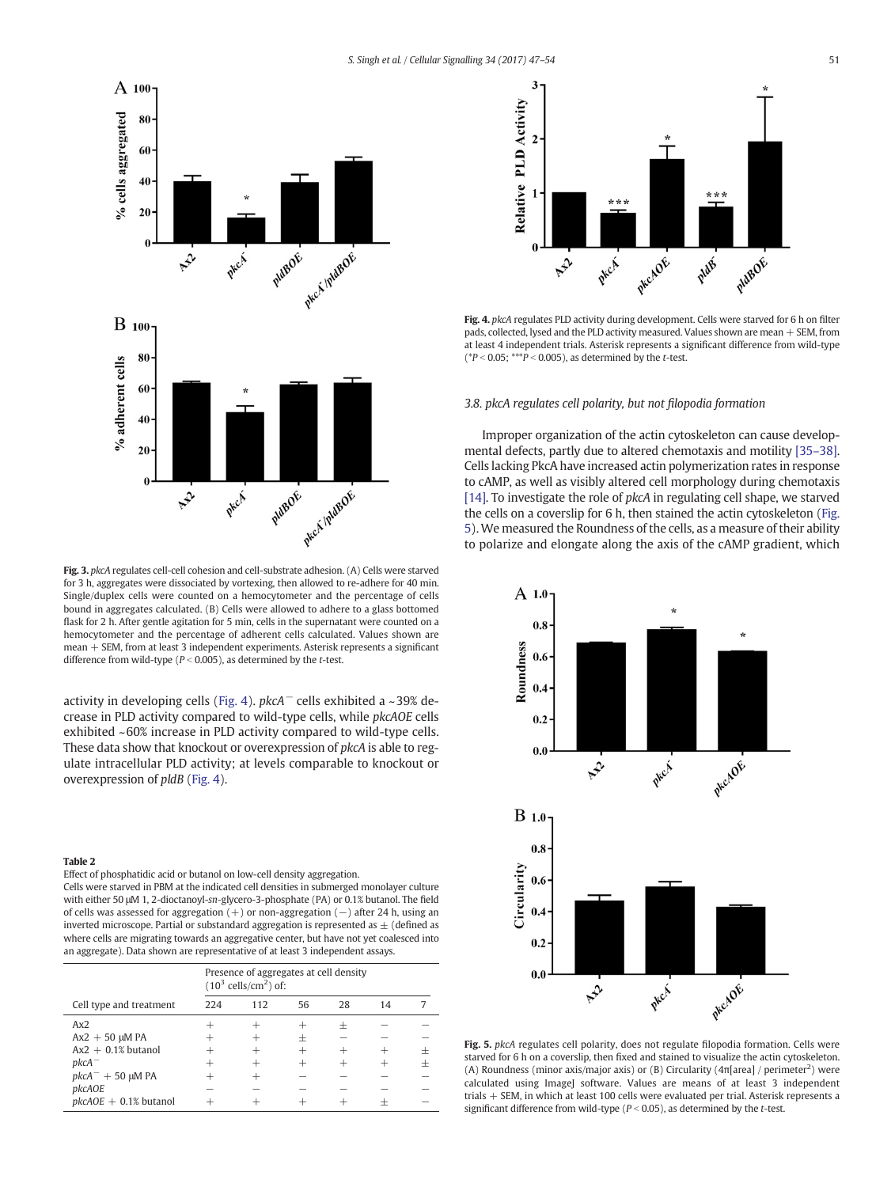A
% cells aggregated
100
80
60
40
20
0
Ax2
pkcA⁻
pldBOE
pkcA⁻/pldBOE
*

B
% adherent cells
100
80
60
40
20
0
Ax2
pkcA⁻
pldBOE
pkcA⁻/pldBOE
*

**Fig. 3.** *pkcA* regulates cell-cell cohesion and cell-substrate adhesion. (A) Cells were starved for 3 h, aggregates were dissociated by vortexing, then allowed to re-adhere for 40 min. Single/duplex cells were counted on a hemocytometer and the percentage of cells bound in aggregates calculated. (B) Cells were allowed to adhere to a glass bottomed flask for 2 h. After gentle agitation for 5 min, cells in the supernatant were counted on a hemocytometer and the percentage of adherent cells calculated. Values shown are mean + SEM, from at least 3 independent experiments. Asterisk represents a significant difference from wild-type ($P < 0.005$), as determined by the *t*-test.

activity in developing cells (Fig. 4). *pkcA*$^-$ cells exhibited a ~39% decrease in PLD activity compared to wild-type cells, while *pkcAOE* cells exhibited ~60% increase in PLD activity compared to wild-type cells. These data show that knockout or overexpression of *pkcA* is able to regulate intracellular PLD activity; at levels comparable to knockout or overexpression of *pldB* (Fig. 4).

**Table 2**
Effect of phosphatidic acid or butanol on low-cell density aggregation.
Cells were starved in PBM at the indicated cell densities in submerged monolayer culture with either 50 μM 1, 2-dioctanoyl-*sn*-glycero-3-phosphate (PA) or 0.1% butanol. The field of cells was assessed for aggregation (+) or non-aggregation (−) after 24 h, using an inverted microscope. Partial or substandard aggregation is represented as ± (defined as where cells are migrating towards an aggregative center, but have not yet coalesced into an aggregate). Data shown are representative of at least 3 independent assays.

| Cell type and treatment | Presence of aggregates at cell density ($10^3$ cells/cm$^2$) of: | | | | | |
|---|---|---|---|---|---|---|
| | 224 | 112 | 56 | 28 | 14 | 7 |
| Ax2 | + | + | + | ± | − | − |
| Ax2 + 50 μM PA | + | + | ± | − | − | − |
| Ax2 + 0.1% butanol | + | + | + | + | + | ± |
| *pkcA*$^-$ | + | + | + | + | + | ± |
| *pkcA*$^-$ + 50 μM PA | + | + | − | − | − | − |
| *pkcAOE* | − | − | − | − | − | − |
| *pkcAOE* + 0.1% butanol | + | + | + | + | ± | − |

Relative PLD Activity
3
2
1
0
Ax2
pkcA⁻
pkcAOE
pldB⁻
pldBOE
***
*
***
*

**Fig. 4.** *pkcA* regulates PLD activity during development. Cells were starved for 6 h on filter pads, collected, lysed and the PLD activity measured. Values shown are mean + SEM, from at least 4 independent trials. Asterisk represents a significant difference from wild-type (*$P < 0.05$; ***$P < 0.005$), as determined by the *t*-test.

### 3.8. pkcA regulates cell polarity, but not filopodia formation

Improper organization of the actin cytoskeleton can cause developmental defects, partly due to altered chemotaxis and motility [35–38]. Cells lacking PkcA have increased actin polymerization rates in response to cAMP, as well as visibly altered cell morphology during chemotaxis [14]. To investigate the role of *pkcA* in regulating cell shape, we starved the cells on a coverslip for 6 h, then stained the actin cytoskeleton (Fig. 5). We measured the Roundness of the cells, as a measure of their ability to polarize and elongate along the axis of the cAMP gradient, which

A
Roundness
1.0
0.8
0.6
0.4
0.2
0.0
Ax2
pkcA⁻
pkcAOE
*
*

B
Circularity
1.0
0.8
0.6
0.4
0.2
0.0
Ax2
pkcA⁻
pkcAOE

**Fig. 5.** *pkcA* regulates cell polarity, does not regulate filopodia formation. Cells were starved for 6 h on a coverslip, then fixed and stained to visualize the actin cytoskeleton. (A) Roundness (minor axis/major axis) or (B) Circularity (4π[area] / perimeter$^2$) were calculated using ImageJ software. Values are means of at least 3 independent trials + SEM, in which at least 100 cells were evaluated per trial. Asterisk represents a significant difference from wild-type ($P < 0.05$), as determined by the *t*-test.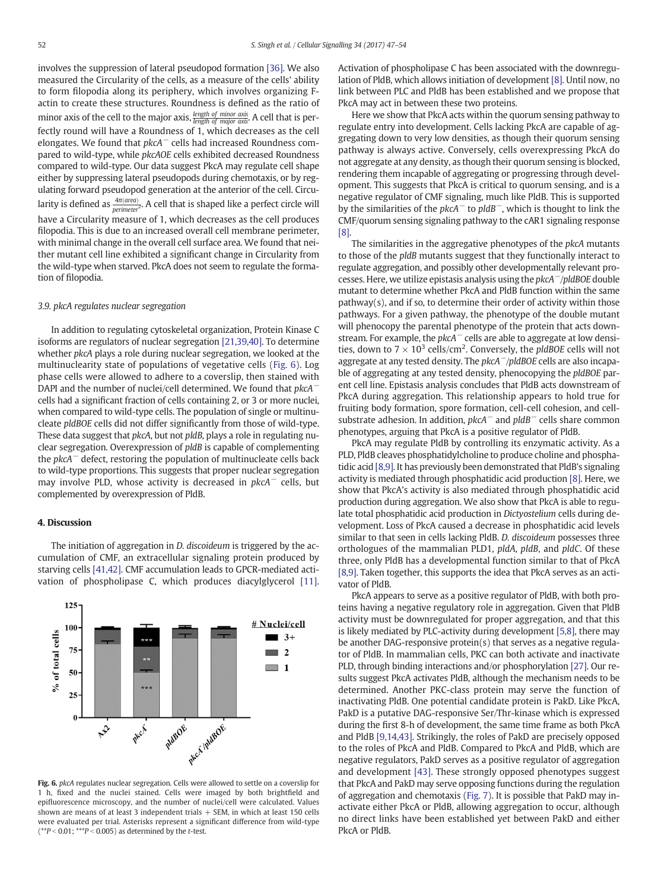involves the suppression of lateral pseudopod formation [36]. We also measured the Circularity of the cells, as a measure of the cells' ability to form filopodia along its periphery, which involves organizing F-actin to create these structures. Roundness is defined as the ratio of minor axis of the cell to the major axis, $\frac{\text{length of minor axis}}{\text{length of major axis}}$. A cell that is perfectly round will have a Roundness of 1, which decreases as the cell elongates. We found that *pkcA*$^-$ cells had increased Roundness compared to wild-type, while *pkcAOE* cells exhibited decreased Roundness compared to wild-type. Our data suggest PkcA may regulate cell shape either by suppressing lateral pseudopods during chemotaxis, or by regulating forward pseudopod generation at the anterior of the cell. Circularity is defined as $\frac{4\pi(\text{area})}{\text{perimeter}^2}$. A cell that is shaped like a perfect circle will have a Circularity measure of 1, which decreases as the cell produces filopodia. This is due to an increased overall cell membrane perimeter, with minimal change in the overall cell surface area. We found that neither mutant cell line exhibited a significant change in Circularity from the wild-type when starved. PkcA does not seem to regulate the formation of filopodia.

### 3.9. pkcA regulates nuclear segregation

In addition to regulating cytoskeletal organization, Protein Kinase C isoforms are regulators of nuclear segregation [21,39,40]. To determine whether *pkcA* plays a role during nuclear segregation, we looked at the multinuclearity state of populations of vegetative cells (Fig. 6). Log phase cells were allowed to adhere to a coverslip, then stained with DAPI and the number of nuclei/cell determined. We found that *pkcA*$^-$ cells had a significant fraction of cells containing 2, or 3 or more nuclei, when compared to wild-type cells. The population of single or multinucleate *pldBOE* cells did not differ significantly from those of wild-type. These data suggest that *pkcA*, but not *pldB*, plays a role in regulating nuclear segregation. Overexpression of *pldB* is capable of complementing the *pkcA*$^-$ defect, restoring the population of multinucleate cells back to wild-type proportions. This suggests that proper nuclear segregation may involve PLD, whose activity is decreased in *pkcA*$^-$ cells, but complemented by overexpression of PldB.

## 4. Discussion

The initiation of aggregation in *D. discoideum* is triggered by the accumulation of CMF, an extracellular signaling protein produced by starving cells [41,42]. CMF accumulation leads to GPCR-mediated activation of phospholipase C, which produces diacylglycerol [11].

125
100
75
50
25
0
% of total cells
\*\*\*
\*\*
\*\*\*
A2
pkcA⁻
pldBOE
pkcA⁻/pldBOE
# Nuclei/cell
3+
2
1

**Fig. 6.** *pkcA* regulates nuclear segregation. Cells were allowed to settle on a coverslip for 1 h, fixed and the nuclei stained. Cells were imaged by both brightfield and epifluorescence microscopy, and the number of nuclei/cell were calculated. Values shown are means of at least 3 independent trials + SEM, in which at least 150 cells were evaluated per trial. Asterisks represent a significant difference from wild-type (\*\*$P < 0.01$; \*\*\*$P < 0.005$) as determined by the *t*-test.

Activation of phospholipase C has been associated with the downregulation of PldB, which allows initiation of development [8]. Until now, no link between PLC and PldB has been established and we propose that PkcA may act in between these two proteins.

Here we show that PkcA acts within the quorum sensing pathway to regulate entry into development. Cells lacking PkcA are capable of aggregating down to very low densities, as though their quorum sensing pathway is always active. Conversely, cells overexpressing PkcA do not aggregate at any density, as though their quorum sensing is blocked, rendering them incapable of aggregating or progressing through development. This suggests that PkcA is critical to quorum sensing, and is a negative regulator of CMF signaling, much like PldB. This is supported by the similarities of the *pkcA*$^-$ to *pldB*$^-$, which is thought to link the CMF/quorum sensing signaling pathway to the cAR1 signaling response [8].

The similarities in the aggregative phenotypes of the *pkcA* mutants to those of the *pldB* mutants suggest that they functionally interact to regulate aggregation, and possibly other developmentally relevant processes. Here, we utilize epistasis analysis using the *pkcA*$^-$/*pldBOE* double mutant to determine whether PkcA and PldB function within the same pathway(s), and if so, to determine their order of activity within those pathways. For a given pathway, the phenotype of the double mutant will phenocopy the parental phenotype of the protein that acts downstream. For example, the *pkcA*$^-$ cells are able to aggregate at low densities, down to $7 \times 10^3$ cells/cm$^2$. Conversely, the *pldBOE* cells will not aggregate at any tested density. The *pkcA*$^-$/*pldBOE* cells are also incapable of aggregating at any tested density, phenocopying the *pldBOE* parent cell line. Epistasis analysis concludes that PldB acts downstream of PkcA during aggregation. This relationship appears to hold true for fruiting body formation, spore formation, cell-cell cohesion, and cell-substrate adhesion. In addition, *pkcA*$^-$ and *pldB*$^-$ cells share common phenotypes, arguing that PkcA is a positive regulator of PldB.

PkcA may regulate PldB by controlling its enzymatic activity. As a PLD, PldB cleaves phosphatidylcholine to produce choline and phosphatidic acid [8,9]. It has previously been demonstrated that PldB's signaling activity is mediated through phosphatidic acid production [8]. Here, we show that PkcA's activity is also mediated through phosphatidic acid production during aggregation. We also show that PkcA is able to regulate total phosphatidic acid production in *Dictyostelium* cells during development. Loss of PkcA caused a decrease in phosphatidic acid levels similar to that seen in cells lacking PldB. *D. discoideum* possesses three orthologues of the mammalian PLD1, *pldA*, *pldB*, and *pldC*. Of these three, only PldB has a developmental function similar to that of PkcA [8,9]. Taken together, this supports the idea that PkcA serves as an activator of PldB.

PkcA appears to serve as a positive regulator of PldB, with both proteins having a negative regulatory role in aggregation. Given that PldB activity must be downregulated for proper aggregation, and that this is likely mediated by PLC-activity during development [5,8], there may be another DAG-responsive protein(s) that serves as a negative regulator of PldB. In mammalian cells, PKC can both activate and inactivate PLD, through binding interactions and/or phosphorylation [27]. Our results suggest PkcA activates PldB, although the mechanism needs to be determined. Another PKC-class protein may serve the function of inactivating PldB. One potential candidate protein is PakD. Like PkcA, PakD is a putative DAG-responsive Ser/Thr-kinase which is expressed during the first 8-h of development, the same time frame as both PkcA and PldB [9,14,43]. Strikingly, the roles of PakD are precisely opposed to the roles of PkcA and PldB. Compared to PkcA and PldB, which are negative regulators, PakD serves as a positive regulator of aggregation and development [43]. These strongly opposed phenotypes suggest that PkcA and PakD may serve opposing functions during the regulation of aggregation and chemotaxis (Fig. 7). It is possible that PakD may inactivate either PkcA or PldB, allowing aggregation to occur, although no direct links have been established yet between PakD and either PkcA or PldB.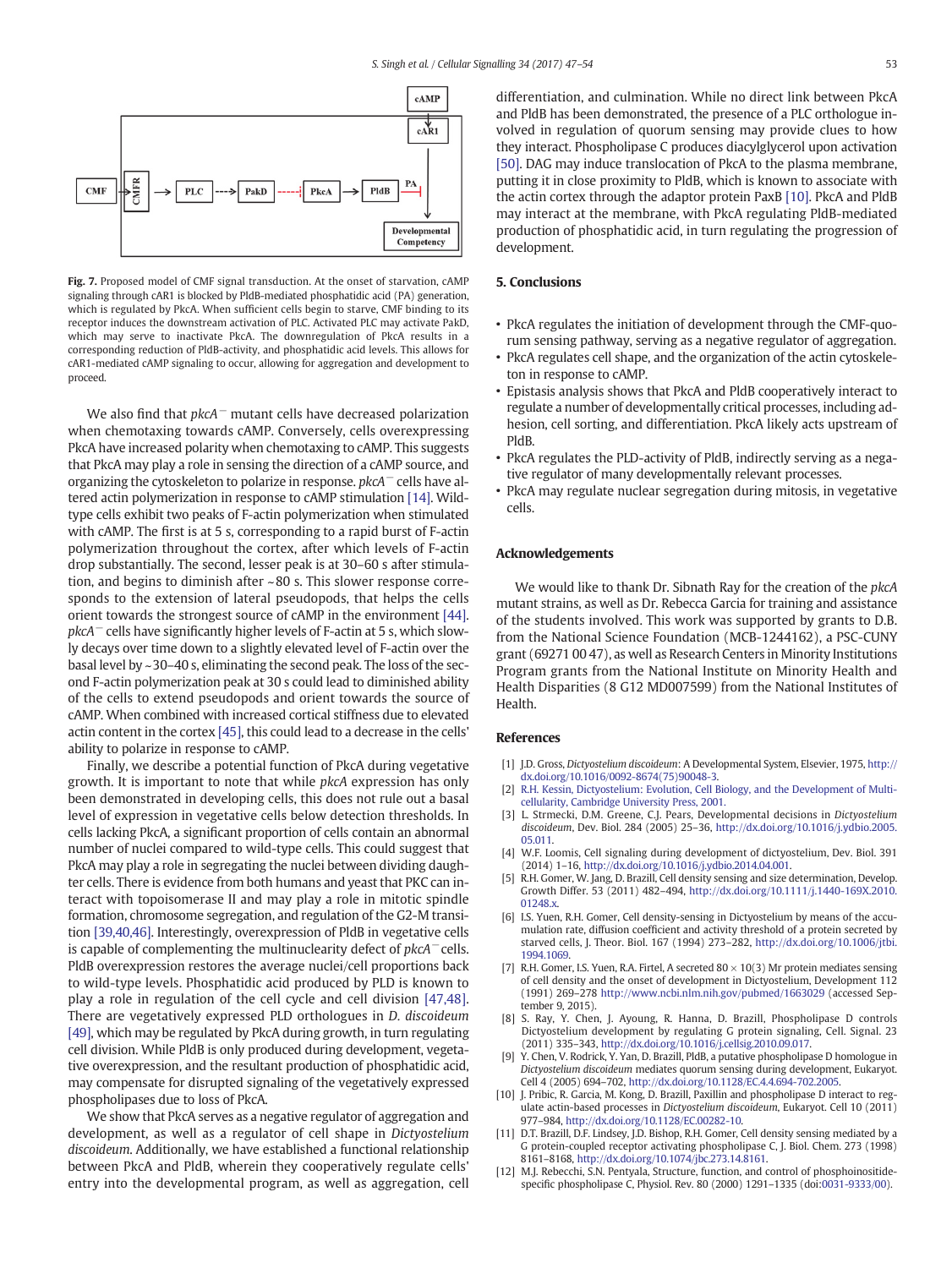cAMP

cAR1

CMF

CMFR

PLC

PakD

PkcA

PldB

PA

Developmental Competency

Fig. 7. Proposed model of CMF signal transduction. At the onset of starvation, cAMP signaling through cAR1 is blocked by PldB-mediated phosphatidic acid (PA) generation, which is regulated by PkcA. When sufficient cells begin to starve, CMF binding to its receptor induces the downstream activation of PLC. Activated PLC may activate PakD, which may serve to inactivate PkcA. The downregulation of PkcA results in a corresponding reduction of PldB-activity, and phosphatidic acid levels. This allows for cAR1-mediated cAMP signaling to occur, allowing for aggregation and development to proceed.

We also find that *pkcA*$^-$ mutant cells have decreased polarization when chemotaxing towards cAMP. Conversely, cells overexpressing PkcA have increased polarity when chemotaxing to cAMP. This suggests that PkcA may play a role in sensing the direction of a cAMP source, and organizing the cytoskeleton to polarize in response. *pkcA*$^-$ cells have altered actin polymerization in response to cAMP stimulation [14]. Wild-type cells exhibit two peaks of F-actin polymerization when stimulated with cAMP. The first is at 5 s, corresponding to a rapid burst of F-actin polymerization throughout the cortex, after which levels of F-actin drop substantially. The second, lesser peak is at 30–60 s after stimulation, and begins to diminish after ~80 s. This slower response corresponds to the extension of lateral pseudopods, that helps the cells orient towards the strongest source of cAMP in the environment [44]. *pkcA*$^-$ cells have significantly higher levels of F-actin at 5 s, which slowly decays over time down to a slightly elevated level of F-actin over the basal level by ~30–40 s, eliminating the second peak. The loss of the second F-actin polymerization peak at 30 s could lead to diminished ability of the cells to extend pseudopods and orient towards the source of cAMP. When combined with increased cortical stiffness due to elevated actin content in the cortex [45], this could lead to a decrease in the cells' ability to polarize in response to cAMP.

Finally, we describe a potential function of PkcA during vegetative growth. It is important to note that while *pkcA* expression has only been demonstrated in developing cells, this does not rule out a basal level of expression in vegetative cells below detection thresholds. In cells lacking PkcA, a significant proportion of cells contain an abnormal number of nuclei compared to wild-type cells. This could suggest that PkcA may play a role in segregating the nuclei between dividing daughter cells. There is evidence from both humans and yeast that PKC can interact with topoisomerase II and may play a role in mitotic spindle formation, chromosome segregation, and regulation of the G2-M transition [39,40,46]. Interestingly, overexpression of PldB in vegetative cells is capable of complementing the multinuclearity defect of *pkcA*$^-$ cells. PldB overexpression restores the average nuclei/cell proportions back to wild-type levels. Phosphatidic acid produced by PLD is known to play a role in regulation of the cell cycle and cell division [47,48]. There are vegetatively expressed PLD orthologues in *D. discoideum* [49], which may be regulated by PkcA during growth, in turn regulating cell division. While PldB is only produced during development, vegetative overexpression, and the resultant production of phosphatidic acid, may compensate for disrupted signaling of the vegetatively expressed phospholipases due to loss of PkcA.

We show that PkcA serves as a negative regulator of aggregation and development, as well as a regulator of cell shape in *Dictyostelium discoideum*. Additionally, we have established a functional relationship between PkcA and PldB, wherein they cooperatively regulate cells' entry into the developmental program, as well as aggregation, cell differentiation, and culmination. While no direct link between PkcA and PldB has been demonstrated, the presence of a PLC orthologue involved in regulation of quorum sensing may provide clues to how they interact. Phospholipase C produces diacylglycerol upon activation [50]. DAG may induce translocation of PkcA to the plasma membrane, putting it in close proximity to PldB, which is known to associate with the actin cortex through the adaptor protein PaxB [10]. PkcA and PldB may interact at the membrane, with PkcA regulating PldB-mediated production of phosphatidic acid, in turn regulating the progression of development.

## 5. Conclusions

- PkcA regulates the initiation of development through the CMF-quorum sensing pathway, serving as a negative regulator of aggregation.
- PkcA regulates cell shape, and the organization of the actin cytoskeleton in response to cAMP.
- Epistasis analysis shows that PkcA and PldB cooperatively interact to regulate a number of developmentally critical processes, including adhesion, cell sorting, and differentiation. PkcA likely acts upstream of PldB.
- PkcA regulates the PLD-activity of PldB, indirectly serving as a negative regulator of many developmentally relevant processes.
- PkcA may regulate nuclear segregation during mitosis, in vegetative cells.

## Acknowledgements

We would like to thank Dr. Sibnath Ray for the creation of the *pkcA* mutant strains, as well as Dr. Rebecca Garcia for training and assistance of the students involved. This work was supported by grants to D.B. from the National Science Foundation (MCB-1244162), a PSC-CUNY grant (69271 00 47), as well as Research Centers in Minority Institutions Program grants from the National Institute on Minority Health and Health Disparities (8 G12 MD007599) from the National Institutes of Health.

## References

[1] J.D. Gross, *Dictyostelium discoideum*: A Developmental System, Elsevier, 1975, http://dx.doi.org/10.1016/0092-8674(75)90048-3.

[2] R.H. Kessin, Dictyostelium: Evolution, Cell Biology, and the Development of Multicellularity, Cambridge University Press, 2001.

[3] L. Strmecki, D.M. Greene, C.J. Pears, Developmental decisions in *Dictyostelium discoideum*, Dev. Biol. 284 (2005) 25–36, http://dx.doi.org/10.1016/j.ydbio.2005.05.011.

[4] W.F. Loomis, Cell signaling during development of dictyostelium, Dev. Biol. 391 (2014) 1–16, http://dx.doi.org/10.1016/j.ydbio.2014.04.001.

[5] R.H. Gomer, W. Jang, D. Brazill, Cell density sensing and size determination, Develop. Growth Differ. 53 (2011) 482–494, http://dx.doi.org/10.1111/j.1440-169X.2010.01248.x.

[6] I.S. Yuen, R.H. Gomer, Cell density-sensing in Dictyostelium by means of the accumulation rate, diffusion coefficient and activity threshold of a protein secreted by starved cells, J. Theor. Biol. 167 (1994) 273–282, http://dx.doi.org/10.1006/jtbi.1994.1069.

[7] R.H. Gomer, I.S. Yuen, R.A. Firtel, A secreted 80 × 10(3) Mr protein mediates sensing of cell density and the onset of development in Dictyostelium, Development 112 (1991) 269–278 http://www.ncbi.nlm.nih.gov/pubmed/1663029 (accessed September 9, 2015).

[8] S. Ray, Y. Chen, J. Ayoung, R. Hanna, D. Brazill, Phospholipase D controls Dictyostelium development by regulating G protein signaling, Cell. Signal. 23 (2011) 335–343, http://dx.doi.org/10.1016/j.cellsig.2010.09.017.

[9] Y. Chen, V. Rodrick, Y. Yan, D. Brazill, PldB, a putative phospholipase D homologue in *Dictyostelium discoideum* mediates quorum sensing during development, Eukaryot. Cell 4 (2005) 694–702, http://dx.doi.org/10.1128/EC.4.4.694-702.2005.

[10] J. Pribic, R. Garcia, M. Kong, D. Brazill, Paxillin and phospholipase D interact to regulate actin-based processes in *Dictyostelium discoideum*, Eukaryot. Cell 10 (2011) 977–984, http://dx.doi.org/10.1128/EC.00282-10.

[11] D.T. Brazill, D.F. Lindsey, J.D. Bishop, R.H. Gomer, Cell density sensing mediated by a G protein-coupled receptor activating phospholipase C, J. Biol. Chem. 273 (1998) 8161–8168, http://dx.doi.org/10.1074/jbc.273.14.8161.

[12] M.J. Rebecchi, S.N. Pentyala, Structure, function, and control of phosphoinositide-specific phospholipase C, Physiol. Rev. 80 (2000) 1291–1335 (doi:0031-9333/00).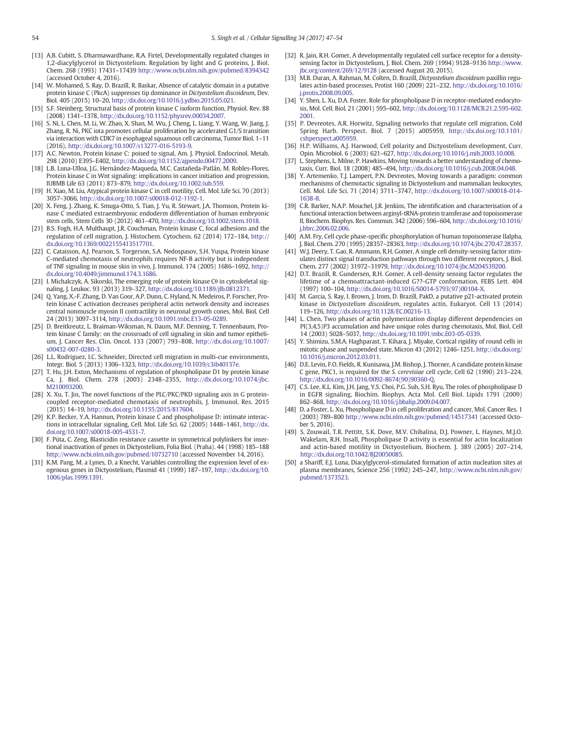[13] A.B. Cubitt, S. Dharmawardhane, R.A. Firtel, Developmentally regulated changes in 1,2-diacylglycerol in Dictyostelium. Regulation by light and G proteins, J. Biol. Chem. 268 (1993) 17431–17439 http://www.ncbi.nlm.nih.gov/pubmed/8394342 (accessed October 4, 2016).

[14] W. Mohamed, S. Ray, D. Brazill, R. Baskar, Absence of catalytic domain in a putative protein kinase C (PkcA) suppresses tip dominance in *Dictyostelium discoideum*, Dev. Biol. 405 (2015) 10–20, http://dx.doi.org/10.1016/j.ydbio.2015.05.021.

[15] S.F. Steinberg, Structural basis of protein kinase C isoform function, Physiol. Rev. 88 (2008) 1341–1378, http://dx.doi.org/10.1152/physrev.00034.2007.

[16] S. Ni, L. Chen, M. Li, W. Zhao, X. Shan, M. Wu, J. Cheng, L. Liang, Y. Wang, W. Jiang, J. Zhang, R. Ni, PKC iota promotes cellular proliferation by accelerated G1/S transition via interaction with CDK7 in esophageal squamous cell carcinoma, Tumor Biol. 1–11 (2016), http://dx.doi.org/10.1007/s13277-016-5193-9.

[17] A.C. Newton, Protein kinase C: poised to signal, Am. J. Physiol. Endocrinol. Metab. 298 (2010) E395–E402, http://dx.doi.org/10.1152/ajpendo.00477.2009.

[18] L.B. Luna-Ulloa, J.G. Hernández-Maqueda, M.C. Castañeda-Patlán, M. Robles-Flores, Protein kinase C in Wnt signaling: implications in cancer initiation and progression, IUBMB Life 63 (2011) 873–879, http://dx.doi.org/10.1002/iub.559.

[19] H. Xiao, M. Liu, Atypical protein kinase C in cell motility, Cell. Mol. Life Sci. 70 (2013) 3057–3066, http://dx.doi.org/10.1007/s00018-012-1192-1.

[20] X. Feng, J. Zhang, K. Smuga-Otto, S. Tian, J. Yu, R. Stewart, J.A. Thomson, Protein kinase C mediated extraembryonic endoderm differentiation of human embryonic stem cells, Stem Cells 30 (2012) 461–470, http://dx.doi.org/10.1002/stem.1018.

[21] B.S. Fogh, H.A. Multhaupt, J.R. Couchman, Protein kinase C, focal adhesions and the regulation of cell migration, J. Histochem. Cytochem. 62 (2014) 172–184, http://dx.doi.org/10.1369/0022155413517701.

[22] C. Cataisson, A.J. Pearson, S. Torgerson, S.A. Nedospasov, S.H. Yuspa, Protein kinase C-mediated chemotaxis of neutrophils requires NF-B activity but is independent of TNF signaling in mouse skin in vivo, J. Immunol. 174 (2005) 1686–1692, http://dx.doi.org/10.4049/jimmunol.174.3.1686.

[23] I. Michalczyk, A. Sikorski, The emerging role of protein kinase Cθ in cytoskeletal signaling, J. Leukoc. 93 (2013) 319–327, http://dx.doi.org/10.1189/jlb.0812371.

[24] Q. Yang, X.-F. Zhang, D. Van Goor, A.P. Dunn, C. Hyland, N. Medeiros, P. Forscher, Protein kinase C activation decreases peripheral actin network density and increases central nonmuscle myosin II contractility in neuronal growth cones, Mol. Biol. Cell 24 (2013) 3097–3114, http://dx.doi.org/10.1091/mbc.E13-05-0289.

[25] D. Breitkreutz, L. Braiman-Wiksman, N. Daum, M.F. Denning, T. Tennenbaum, Protein kinase C family: on the crossroads of cell signaling in skin and tumor epithelium, J. Cancer Res. Clin. Oncol. 133 (2007) 793–808, http://dx.doi.org/10.1007/s00432-007-0280-3.

[26] L.L. Rodriguez, I.C. Schneider, Directed cell migration in multi-cue environments, Integr. Biol. 5 (2013) 1306–1323, http://dx.doi.org/10.1039/c3ib40137e.

[27] T. Hu, J.H. Exton, Mechanisms of regulation of phospholipase D1 by protein kinase Ca, J. Biol. Chem. 278 (2003) 2348–2355, http://dx.doi.org/10.1074/jbc.M210093200.

[28] X. Xu, T. Jin, The novel functions of the PLC/PKC/PKD signaling axis in G protein-coupled receptor-mediated chemotaxis of neutrophils, J. Immunol. Res. 2015 (2015) 14–19, http://dx.doi.org/10.1155/2015/817604.

[29] K.P. Becker, Y.A. Hannun, Protein kinase C and phospholipase D: intimate interactions in intracellular signaling, Cell. Mol. Life Sci. 62 (2005) 1448–1461, http://dx.doi.org/10.1007/s00018-005-4531-7.

[30] F. Půta, C. Zeng, Blasticidin resistance cassette in symmetrical polylinkers for insertional inactivation of genes in Dictyostelium, Folia Biol. (Praha). 44 (1998) 185–188 http://www.ncbi.nlm.nih.gov/pubmed/10732710 (accessed November 14, 2016).

[31] K.M. Pang, M. a Lynes, D. a Knecht, Variables controlling the expression level of exogenous genes in Dictyostelium, Plasmid 41 (1999) 187–197, http://dx.doi.org/10.1006/plas.1999.1391.

[32] R. Jain, R.H. Gomer, A developmentally regulated cell surface receptor for a density-sensing factor in Dictyostelium, J. Biol. Chem. 269 (1994) 9128–9136 http://www.jbc.org/content/269/12/9128 (accessed August 20, 2015).

[33] M.B. Duran, A. Rahman, M. Colten, D. Brazill, *Dictyostelium discoideum* paxillin regulates actin-based processes, Protist 160 (2009) 221–232, http://dx.doi.org/10.1016/j.protis.2008.09.005.

[34] Y. Shen, L. Xu, D.A. Foster, Role for phospholipase D in receptor-mediated endocytosis, Mol. Cell. Biol. 21 (2001) 595–602, http://dx.doi.org/10.1128/MCB.21.2.595-602.2001.

[35] P. Devreotes, A.R. Horwitz, Signaling networks that regulate cell migration, Cold Spring Harb. Perspect. Biol. 7 (2015) a005959, http://dx.doi.org/10.1101/cshperspect.a005959.

[36] H.P. Williams, A.J. Harwood, Cell polarity and Dictyostelium development, Curr. Opin. Microbiol. 6 (2003) 621–627, http://dx.doi.org/10.1016/j.mib.2003.10.008.

[37] L. Stephens, L. Milne, P. Hawkins, Moving towards a better understanding of chemotaxis, Curr. Biol. 18 (2008) 485–494, http://dx.doi.org/10.1016/j.cub.2008.04.048.

[38] Y. Artemenko, T.J. Lampert, P.N. Devreotes, Moving towards a paradigm: common mechanisms of chemotactic signaling in Dictyostelium and mammalian leukocytes, Cell. Mol. Life Sci. 71 (2014) 3711–3747, http://dx.doi.org/10.1007/s00018-014-1638-8.

[39] C.R. Barker, N.A.P. Mouchel, J.R. Jenkins, The identification and characterisation of a functional interaction between arginyl-tRNA-protein transferase and topoisomerase II, Biochem. Biophys. Res. Commun. 342 (2006) 596–604, http://dx.doi.org/10.1016/j.bbrc.2006.02.006.

[40] A.M. Fry, Cell cycle phase-specific phosphorylation of human topoisomerase IIalpha, J. Biol. Chem. 270 (1995) 28357–28363, http://dx.doi.org/10.1074/jbc.270.47.28357.

[41] W.J. Deery, T. Gao, R. Ammann, R.H. Gomer, A single cell density-sensing factor stimulates distinct signal transduction pathways through two different receptors, J. Biol. Chem. 277 (2002) 31972–31979, http://dx.doi.org/10.1074/jbc.M204539200.

[42] D.T. Brazill, R. Gundersen, R.H. Gomer, A cell-density sensing factor regulates the lifetime of a chemoattractant-induced G??-GTP conformation, FEBS Lett. 404 (1997) 100–104, http://dx.doi.org/10.1016/S0014-5793(97)00104-X.

[43] M. Garcia, S. Ray, I. Brown, J. Irom, D. Brazill, PakD, a putative p21-activated protein kinase in *Dictyostelium discoideum*, regulates actin, Eukaryot. Cell 13 (2014) 119–126, http://dx.doi.org/10.1128/EC.00216-13.

[44] L. Chen, Two phases of actin polymerization display different dependencies on PI(3,4,5)P3 accumulation and have unique roles during chemotaxis, Mol. Biol. Cell 14 (2003) 5028–5037, http://dx.doi.org/10.1091/mbc.E03-05-0339.

[45] Y. Shimizu, S.M.A. Haghparast, T. Kihara, J. Miyake, Cortical rigidity of round cells in mitotic phase and suspended state, Micron 43 (2012) 1246–1251, http://dx.doi.org/10.1016/j.micron.2012.03.011.

[46] D.E. Levin, F.O. Fields, R. Kunisawa, J.M. Bishop, J. Thorner, A candidate protein kinase C gene, PKC1, is required for the *S. cerevisiae* cell cycle, Cell 62 (1990) 213–224, http://dx.doi.org/10.1016/0092-8674(90)90360-Q.

[47] C.S. Lee, K.L. Kim, J.H. Jang, Y.S. Choi, P.G. Suh, S.H. Ryu, The roles of phospholipase D in EGFR signaling, Biochim. Biophys. Acta Mol. Cell Biol. Lipids 1791 (2009) 862–868, http://dx.doi.org/10.1016/j.bbalip.2009.04.007.

[48] D. a Foster, L. Xu, Phospholipase D in cell proliferation and cancer, Mol. Cancer Res. 1 (2003) 789–800 http://www.ncbi.nlm.nih.gov/pubmed/14517341 (accessed October 5, 2016).

[49] S. Zouwail, T.R. Pettitt, S.K. Dove, M.V. Chibalina, D.J. Powner, L. Haynes, M.J.O. Wakelam, R.H. Insall, Phospholipase D activity is essential for actin localization and actin-based motility in Dictyostelium, Biochem. J. 389 (2005) 207–214, http://dx.doi.org/10.1042/BJ20050085.

[50] a Shariff, E.J. Luna, Diacylglycerol-stimulated formation of actin nucleation sites at plasma membranes, Science 256 (1992) 245–247, http://www.ncbi.nlm.nih.gov/pubmed/1373523.